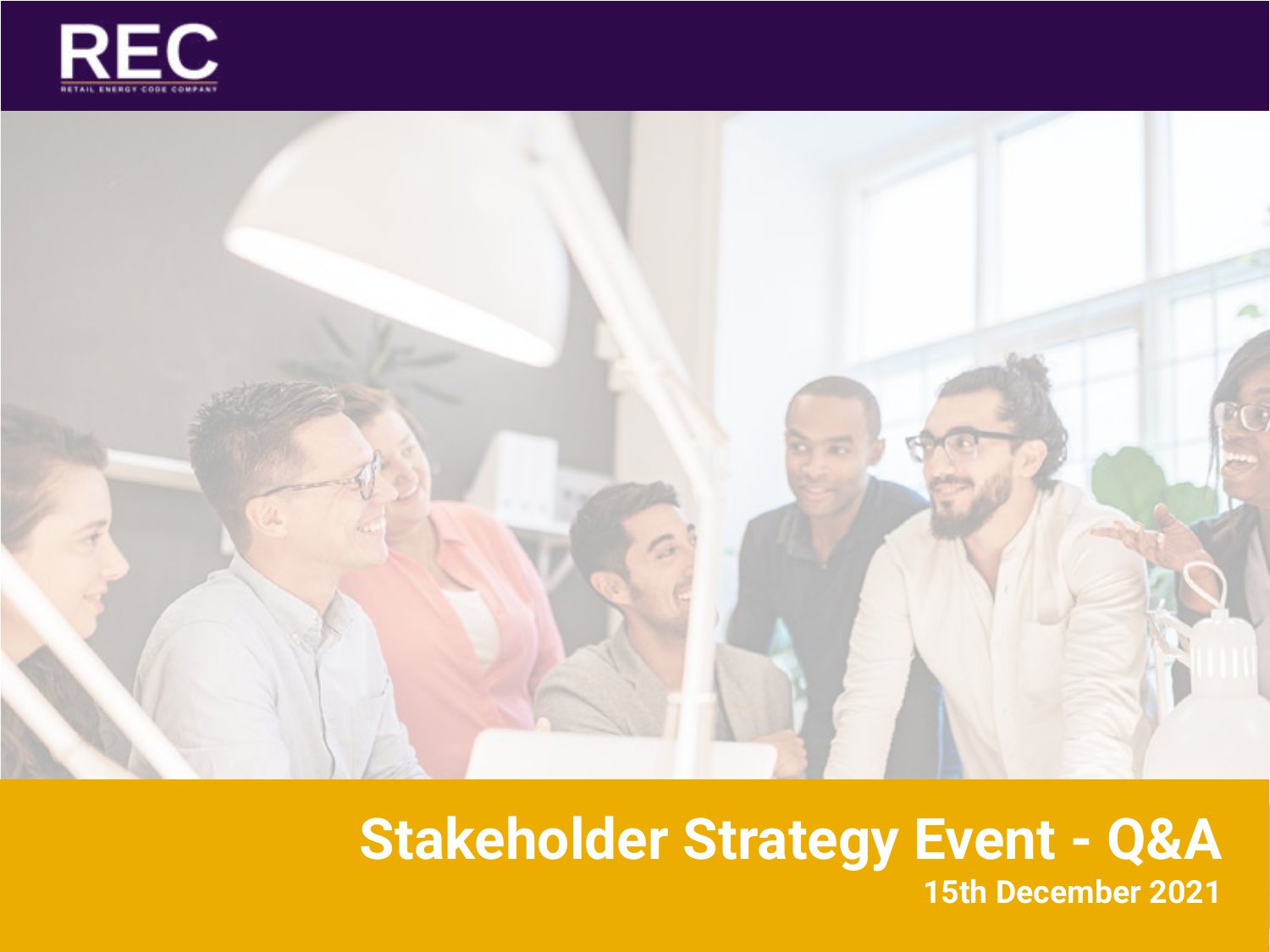REC

RETAIL ENERGY CODE COMPANY

# Stakeholder Strategy Event - Q&A

**15th December 2021**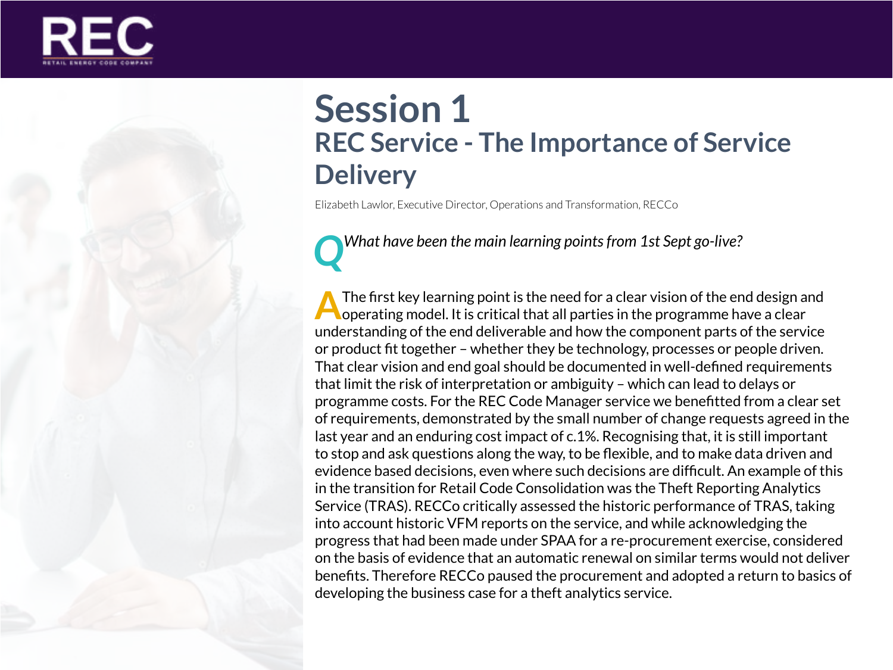# Session 1

## REC Service - The Importance of Service Delivery

Elizabeth Lawlor, Executive Director, Operations and Transformation, RECCo

**Q** *What have been the main learning points from 1st Sept go-live?*

**A** The first key learning point is the need for a clear vision of the end design and operating model. It is critical that all parties in the programme have a clear understanding of the end deliverable and how the component parts of the service or product fit together – whether they be technology, processes or people driven. That clear vision and end goal should be documented in well-defined requirements that limit the risk of interpretation or ambiguity – which can lead to delays or programme costs. For the REC Code Manager service we benefitted from a clear set of requirements, demonstrated by the small number of change requests agreed in the last year and an enduring cost impact of c.1%. Recognising that, it is still important to stop and ask questions along the way, to be flexible, and to make data driven and evidence based decisions, even where such decisions are difficult. An example of this in the transition for Retail Code Consolidation was the Theft Reporting Analytics Service (TRAS). RECCo critically assessed the historic performance of TRAS, taking into account historic VFM reports on the service, and while acknowledging the progress that had been made under SPAA for a re-procurement exercise, considered on the basis of evidence that an automatic renewal on similar terms would not deliver benefits. Therefore RECCo paused the procurement and adopted a return to basics of developing the business case for a theft analytics service.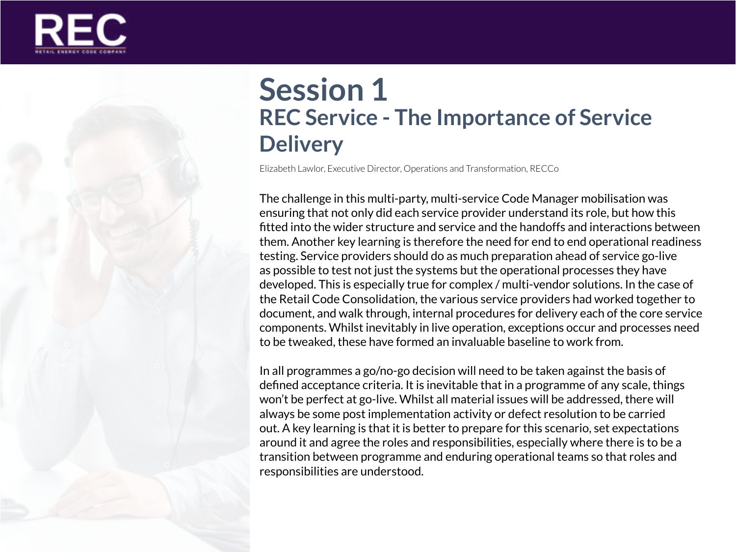# Session 1

## REC Service - The Importance of Service Delivery

Elizabeth Lawlor, Executive Director, Operations and Transformation, RECCo

The challenge in this multi-party, multi-service Code Manager mobilisation was ensuring that not only did each service provider understand its role, but how this fitted into the wider structure and service and the handoffs and interactions between them. Another key learning is therefore the need for end to end operational readiness testing. Service providers should do as much preparation ahead of service go-live as possible to test not just the systems but the operational processes they have developed. This is especially true for complex / multi-vendor solutions. In the case of the Retail Code Consolidation, the various service providers had worked together to document, and walk through, internal procedures for delivery each of the core service components. Whilst inevitably in live operation, exceptions occur and processes need to be tweaked, these have formed an invaluable baseline to work from.

In all programmes a go/no-go decision will need to be taken against the basis of defined acceptance criteria. It is inevitable that in a programme of any scale, things won't be perfect at go-live. Whilst all material issues will be addressed, there will always be some post implementation activity or defect resolution to be carried out. A key learning is that it is better to prepare for this scenario, set expectations around it and agree the roles and responsibilities, especially where there is to be a transition between programme and enduring operational teams so that roles and responsibilities are understood.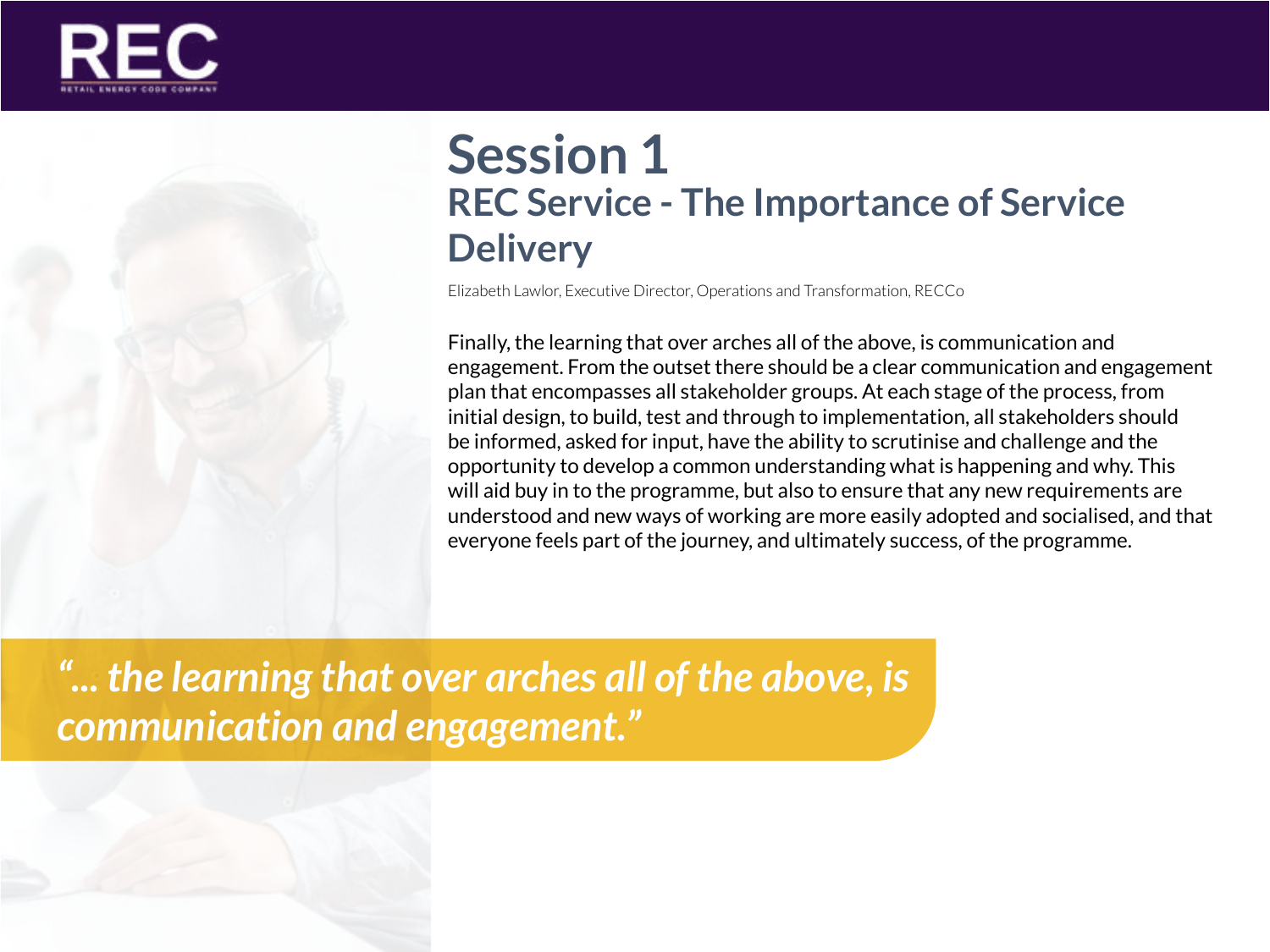# Session 1

## REC Service - The Importance of Service Delivery

Elizabeth Lawlor, Executive Director, Operations and Transformation, RECCo

Finally, the learning that over arches all of the above, is communication and engagement. From the outset there should be a clear communication and engagement plan that encompasses all stakeholder groups. At each stage of the process, from initial design, to build, test and through to implementation, all stakeholders should be informed, asked for input, have the ability to scrutinise and challenge and the opportunity to develop a common understanding what is happening and why. This will aid buy in to the programme, but also to ensure that any new requirements are understood and new ways of working are more easily adopted and socialised, and that everyone feels part of the journey, and ultimately success, of the programme.

*"... the learning that over arches all of the above, is communication and engagement."*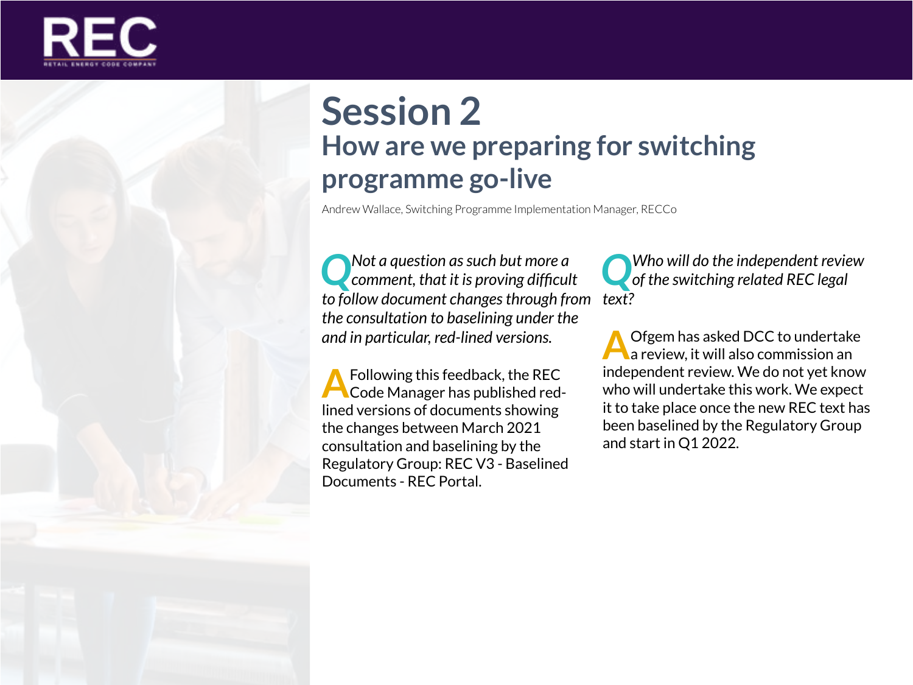# Session 2

## How are we preparing for switching programme go-live

Andrew Wallace, Switching Programme Implementation Manager, RECCo

**Q** *Not a question as such but more a comment, that it is proving difficult to follow document changes through from the consultation to baselining under the and in particular, red-lined versions.*

**A** Following this feedback, the REC Code Manager has published red-lined versions of documents showing the changes between March 2021 consultation and baselining by the Regulatory Group: REC V3 - Baselined Documents - REC Portal.

**Q** *Who will do the independent review of the switching related REC legal text?*

**A** Ofgem has asked DCC to undertake a review, it will also commission an independent review. We do not yet know who will undertake this work. We expect it to take place once the new REC text has been baselined by the Regulatory Group and start in Q1 2022.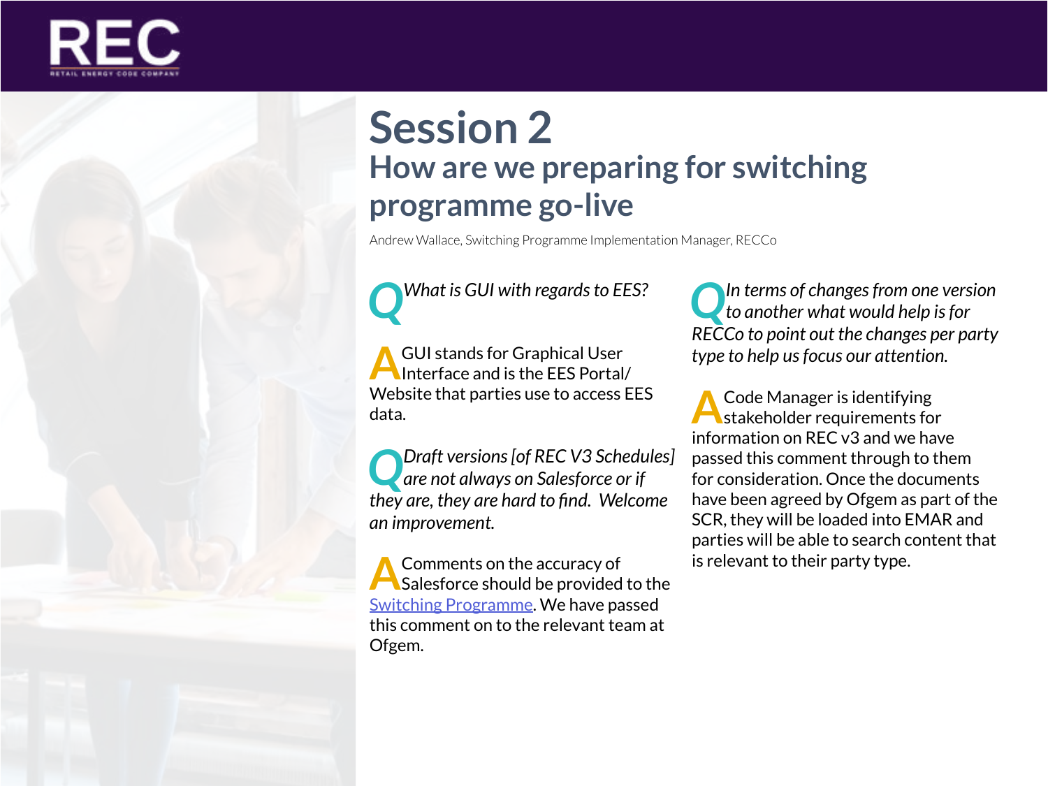# Session 2

## How are we preparing for switching programme go-live

Andrew Wallace, Switching Programme Implementation Manager, RECCo

**Q** *What is GUI with regards to EES?*

**A** GUI stands for Graphical User Interface and is the EES Portal/ Website that parties use to access EES data.

**Q** *Draft versions [of REC V3 Schedules] are not always on Salesforce or if they are, they are hard to find. Welcome an improvement.*

**A** Comments on the accuracy of Salesforce should be provided to the Switching Programme. We have passed this comment on to the relevant team at Ofgem.

**Q** *In terms of changes from one version to another what would help is for RECCo to point out the changes per party type to help us focus our attention.*

**A** Code Manager is identifying stakeholder requirements for information on REC v3 and we have passed this comment through to them for consideration. Once the documents have been agreed by Ofgem as part of the SCR, they will be loaded into EMAR and parties will be able to search content that is relevant to their party type.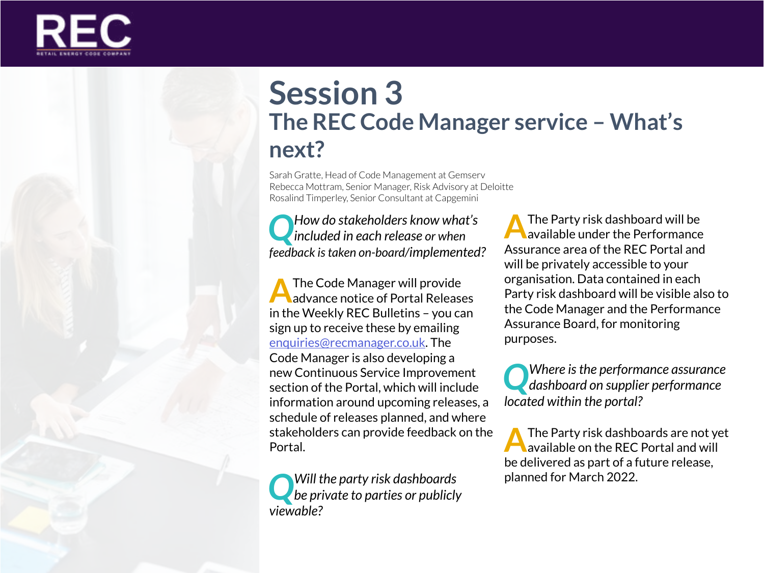# Session 3

## The REC Code Manager service – What's next?

Sarah Gratte, Head of Code Management at Gemserv
Rebecca Mottram, Senior Manager, Risk Advisory at Deloitte
Rosalind Timperley, Senior Consultant at Capgemini

**Q** *How do stakeholders know what's included in each release or when feedback is taken on-board/implemented?*

**A** The Code Manager will provide advance notice of Portal Releases in the Weekly REC Bulletins – you can sign up to receive these by emailing enquiries@recmanager.co.uk. The Code Manager is also developing a new Continuous Service Improvement section of the Portal, which will include information around upcoming releases, a schedule of releases planned, and where stakeholders can provide feedback on the Portal.

**Q** *Will the party risk dashboards be private to parties or publicly viewable?*

**A** The Party risk dashboard will be available under the Performance Assurance area of the REC Portal and will be privately accessible to your organisation. Data contained in each Party risk dashboard will be visible also to the Code Manager and the Performance Assurance Board, for monitoring purposes.

**Q** *Where is the performance assurance dashboard on supplier performance located within the portal?*

**A** The Party risk dashboards are not yet available on the REC Portal and will be delivered as part of a future release, planned for March 2022.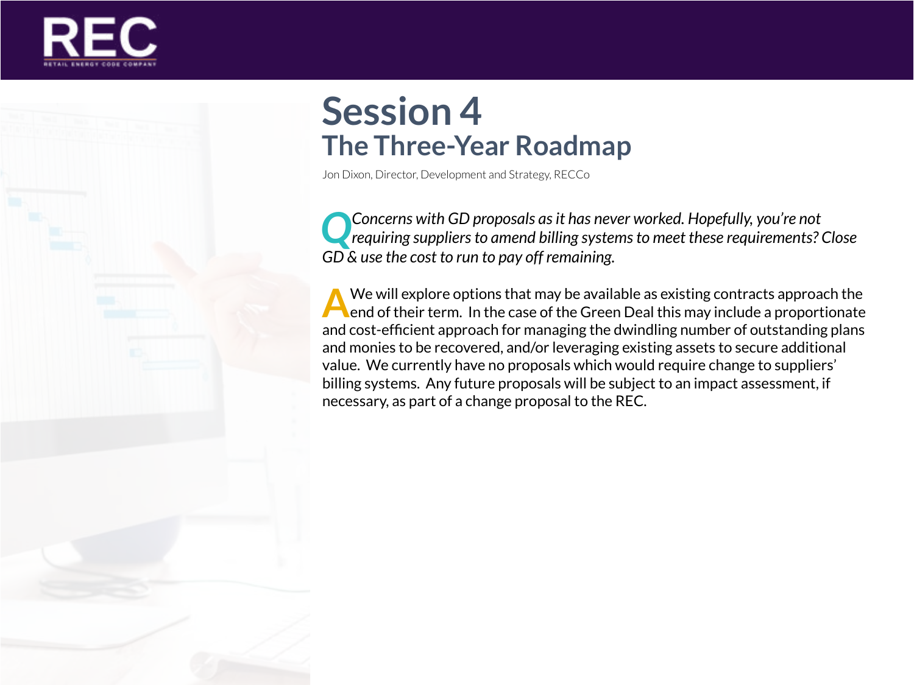# Session 4

## The Three-Year Roadmap

Jon Dixon, Director, Development and Strategy, RECCo

**Q** *Concerns with GD proposals as it has never worked. Hopefully, you're not requiring suppliers to amend billing systems to meet these requirements? Close GD & use the cost to run to pay off remaining.*

**A** We will explore options that may be available as existing contracts approach the end of their term. In the case of the Green Deal this may include a proportionate and cost-efficient approach for managing the dwindling number of outstanding plans and monies to be recovered, and/or leveraging existing assets to secure additional value. We currently have no proposals which would require change to suppliers' billing systems. Any future proposals will be subject to an impact assessment, if necessary, as part of a change proposal to the REC.